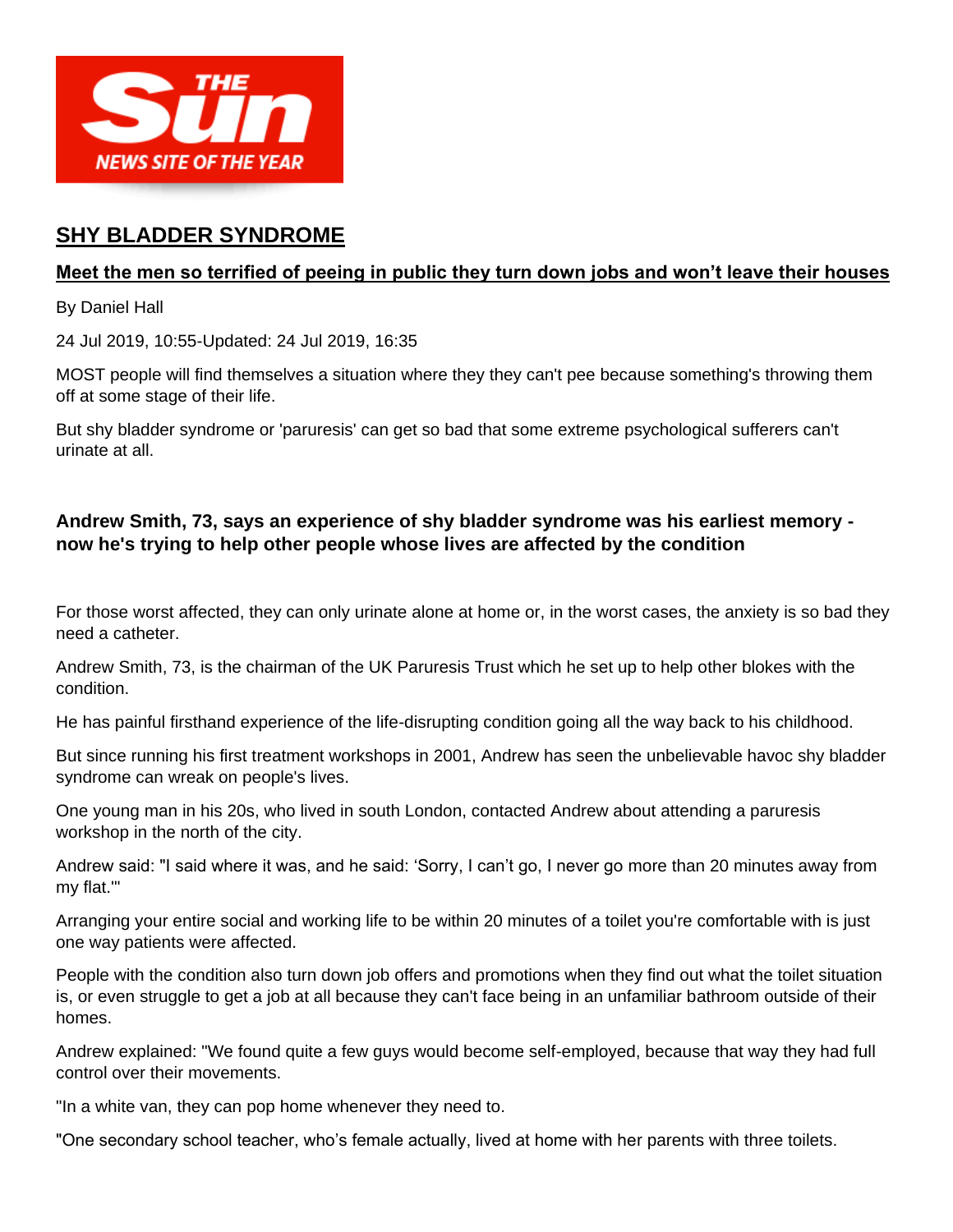# SHY BLADDER SYNDROME

## Meet the men so terrified of peeing in public they turn down jobs and won't leave their houses

By Daniel Hall

24 Jul 2019, 10:55-Updated: 24 Jul 2019, 16:35

MOST people will find themselves a situation where they they can't pee because something's throwing them off at some stage of their life.

But shy bladder syndrome or 'paruresis' can get so bad that some extreme psychological sufferers can't urinate at all.

**Andrew Smith, 73, says an experience of shy bladder syndrome was his earliest memory - now he's trying to help other people whose lives are affected by the condition**

For those worst affected, they can only urinate alone at home or, in the worst cases, the anxiety is so bad they need a catheter.

Andrew Smith, 73, is the chairman of the UK Paruresis Trust which he set up to help other blokes with the condition.

He has painful firsthand experience of the life-disrupting condition going all the way back to his childhood.

But since running his first treatment workshops in 2001, Andrew has seen the unbelievable havoc shy bladder syndrome can wreak on people's lives.

One young man in his 20s, who lived in south London, contacted Andrew about attending a paruresis workshop in the north of the city.

Andrew said: "I said where it was, and he said: 'Sorry, I can't go, I never go more than 20 minutes away from my flat.'"

Arranging your entire social and working life to be within 20 minutes of a toilet you're comfortable with is just one way patients were affected.

People with the condition also turn down job offers and promotions when they find out what the toilet situation is, or even struggle to get a job at all because they can't face being in an unfamiliar bathroom outside of their homes.

Andrew explained: "We found quite a few guys would become self-employed, because that way they had full control over their movements.

"In a white van, they can pop home whenever they need to.

"One secondary school teacher, who's female actually, lived at home with her parents with three toilets.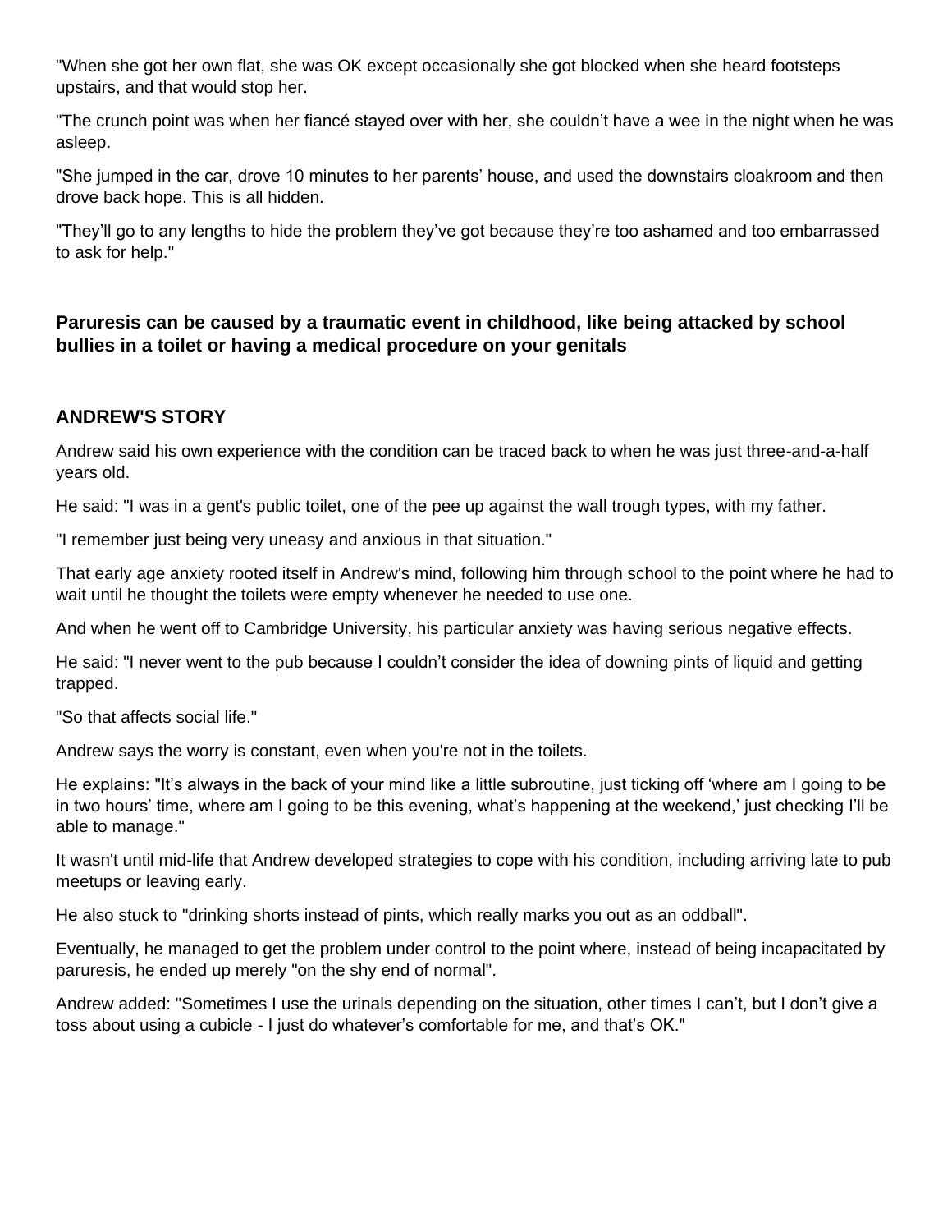"When she got her own flat, she was OK except occasionally she got blocked when she heard footsteps upstairs, and that would stop her.

"The crunch point was when her fiancé stayed over with her, she couldn't have a wee in the night when he was asleep.

"She jumped in the car, drove 10 minutes to her parents' house, and used the downstairs cloakroom and then drove back hope. This is all hidden.

"They'll go to any lengths to hide the problem they've got because they're too ashamed and too embarrassed to ask for help."

**Paruresis can be caused by a traumatic event in childhood, like being attacked by school bullies in a toilet or having a medical procedure on your genitals**

## ANDREW'S STORY

Andrew said his own experience with the condition can be traced back to when he was just three-and-a-half years old.

He said: "I was in a gent's public toilet, one of the pee up against the wall trough types, with my father.

"I remember just being very uneasy and anxious in that situation."

That early age anxiety rooted itself in Andrew's mind, following him through school to the point where he had to wait until he thought the toilets were empty whenever he needed to use one.

And when he went off to Cambridge University, his particular anxiety was having serious negative effects.

He said: "I never went to the pub because I couldn't consider the idea of downing pints of liquid and getting trapped.

"So that affects social life."

Andrew says the worry is constant, even when you're not in the toilets.

He explains: "It's always in the back of your mind like a little subroutine, just ticking off 'where am I going to be in two hours' time, where am I going to be this evening, what's happening at the weekend,' just checking I'll be able to manage."

It wasn't until mid-life that Andrew developed strategies to cope with his condition, including arriving late to pub meetups or leaving early.

He also stuck to "drinking shorts instead of pints, which really marks you out as an oddball".

Eventually, he managed to get the problem under control to the point where, instead of being incapacitated by paruresis, he ended up merely "on the shy end of normal".

Andrew added: "Sometimes I use the urinals depending on the situation, other times I can't, but I don't give a toss about using a cubicle - I just do whatever's comfortable for me, and that's OK."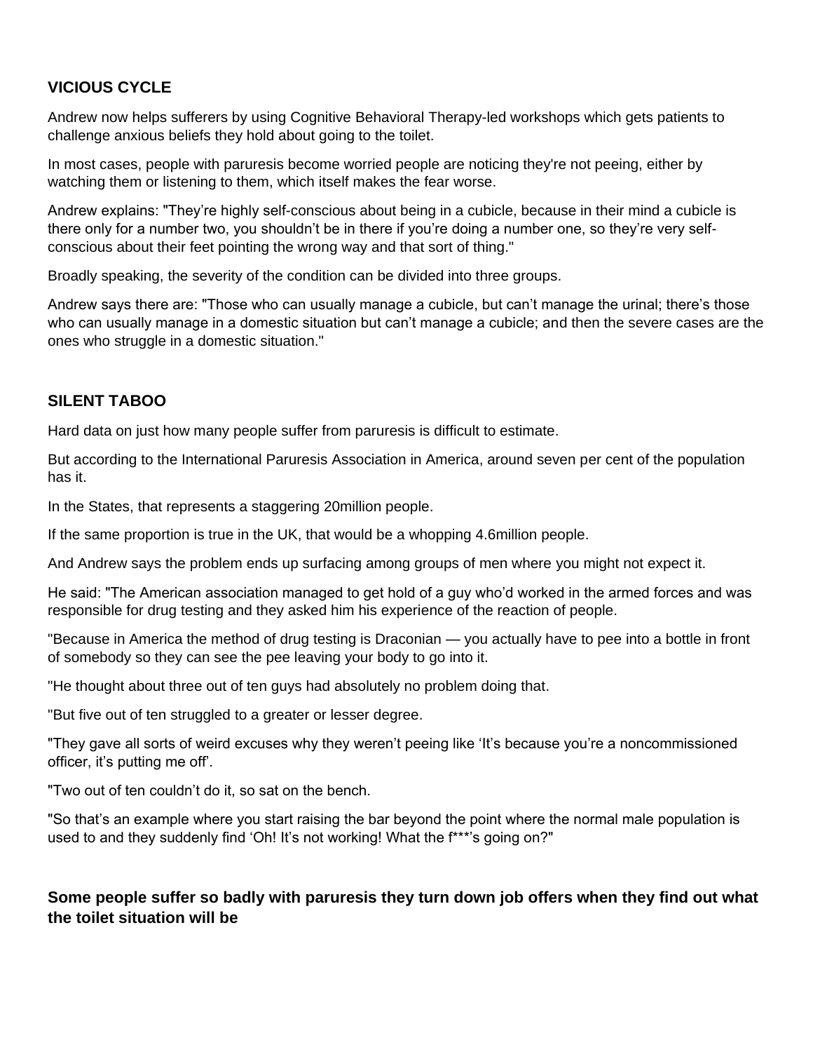## VICIOUS CYCLE

Andrew now helps sufferers by using Cognitive Behavioral Therapy-led workshops which gets patients to challenge anxious beliefs they hold about going to the toilet.

In most cases, people with paruresis become worried people are noticing they're not peeing, either by watching them or listening to them, which itself makes the fear worse.

Andrew explains: "They're highly self-conscious about being in a cubicle, because in their mind a cubicle is there only for a number two, you shouldn't be in there if you're doing a number one, so they're very self-conscious about their feet pointing the wrong way and that sort of thing."

Broadly speaking, the severity of the condition can be divided into three groups.

Andrew says there are: "Those who can usually manage a cubicle, but can't manage the urinal; there's those who can usually manage in a domestic situation but can't manage a cubicle; and then the severe cases are the ones who struggle in a domestic situation."

## SILENT TABOO

Hard data on just how many people suffer from paruresis is difficult to estimate.

But according to the International Paruresis Association in America, around seven per cent of the population has it.

In the States, that represents a staggering 20million people.

If the same proportion is true in the UK, that would be a whopping 4.6million people.

And Andrew says the problem ends up surfacing among groups of men where you might not expect it.

He said: "The American association managed to get hold of a guy who'd worked in the armed forces and was responsible for drug testing and they asked him his experience of the reaction of people.

"Because in America the method of drug testing is Draconian — you actually have to pee into a bottle in front of somebody so they can see the pee leaving your body to go into it.

"He thought about three out of ten guys had absolutely no problem doing that.

"But five out of ten struggled to a greater or lesser degree.

"They gave all sorts of weird excuses why they weren't peeing like 'It's because you're a noncommissioned officer, it's putting me off'.

"Two out of ten couldn't do it, so sat on the bench.

"So that's an example where you start raising the bar beyond the point where the normal male population is used to and they suddenly find 'Oh! It's not working! What the f***'s going on?"

**Some people suffer so badly with paruresis they turn down job offers when they find out what the toilet situation will be**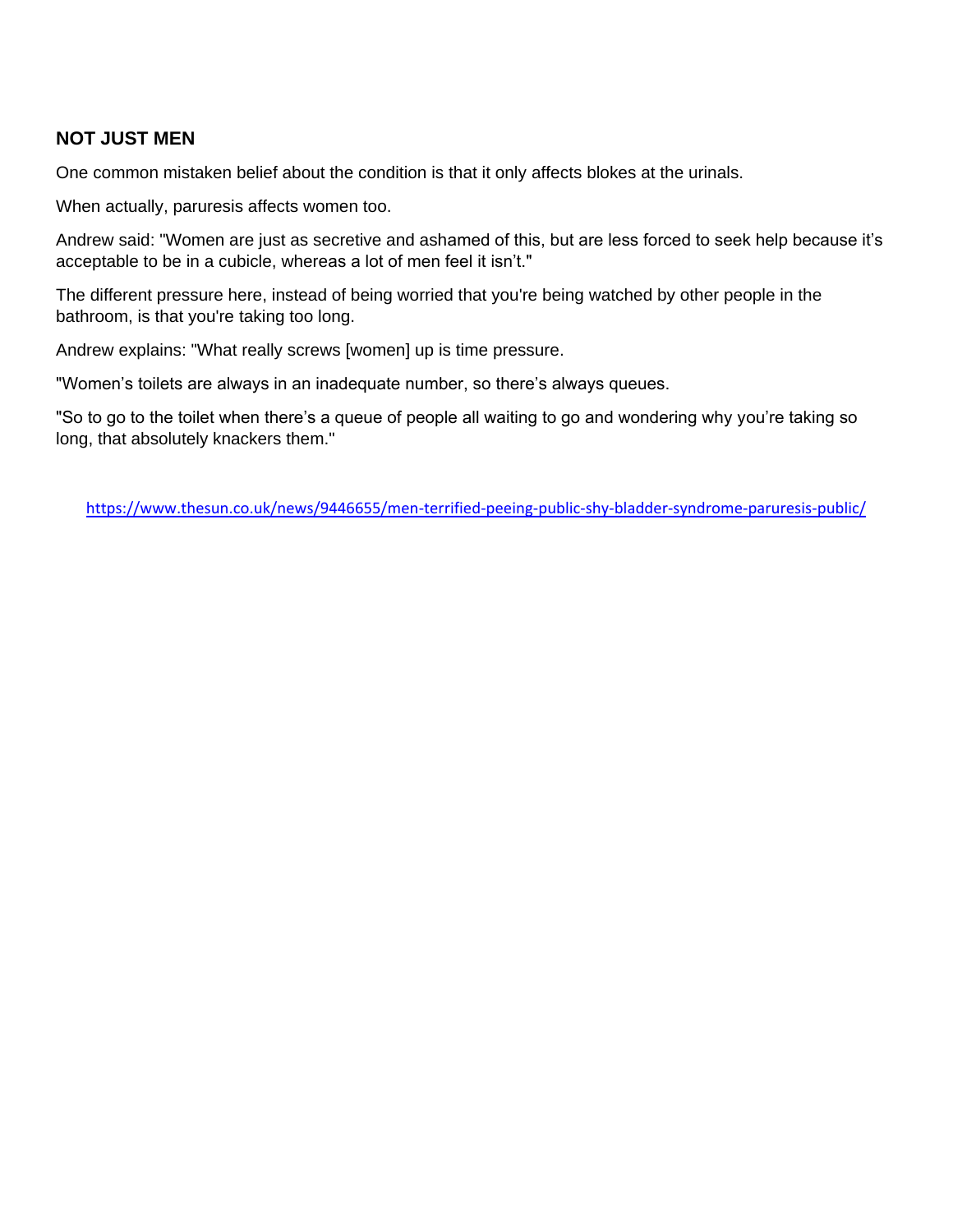## NOT JUST MEN

One common mistaken belief about the condition is that it only affects blokes at the urinals.

When actually, paruresis affects women too.

Andrew said: "Women are just as secretive and ashamed of this, but are less forced to seek help because it's acceptable to be in a cubicle, whereas a lot of men feel it isn't."

The different pressure here, instead of being worried that you're being watched by other people in the bathroom, is that you're taking too long.

Andrew explains: "What really screws [women] up is time pressure.

"Women's toilets are always in an inadequate number, so there's always queues.

"So to go to the toilet when there's a queue of people all waiting to go and wondering why you're taking so long, that absolutely knackers them."

https://www.thesun.co.uk/news/9446655/men-terrified-peeing-public-shy-bladder-syndrome-paruresis-public/